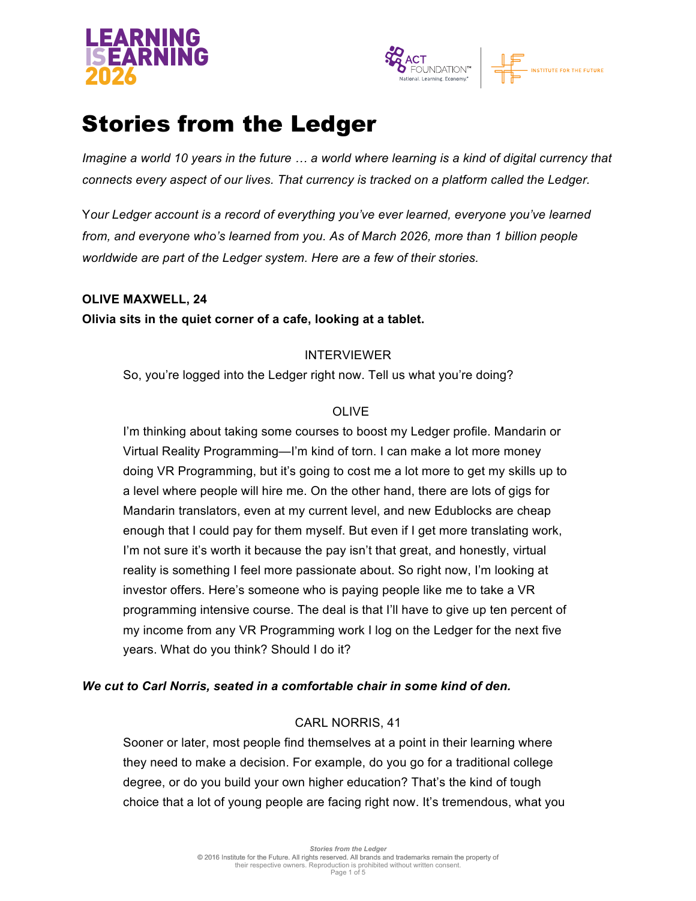# Stories from the Ledger

*Imagine a world 10 years in the future … a world where learning is a kind of digital currency that connects every aspect of our lives. That currency is tracked on a platform called the Ledger.*

*Your Ledger account is a record of everything you've ever learned, everyone you've learned from, and everyone who's learned from you. As of March 2026, more than 1 billion people worldwide are part of the Ledger system. Here are a few of their stories.*

**OLIVE MAXWELL, 24**

**Olivia sits in the quiet corner of a cafe, looking at a tablet.**

INTERVIEWER

So, you're logged into the Ledger right now. Tell us what you're doing?

OLIVE

I'm thinking about taking some courses to boost my Ledger profile. Mandarin or Virtual Reality Programming—I'm kind of torn. I can make a lot more money doing VR Programming, but it's going to cost me a lot more to get my skills up to a level where people will hire me. On the other hand, there are lots of gigs for Mandarin translators, even at my current level, and new Edublocks are cheap enough that I could pay for them myself. But even if I get more translating work, I'm not sure it's worth it because the pay isn't that great, and honestly, virtual reality is something I feel more passionate about. So right now, I'm looking at investor offers. Here's someone who is paying people like me to take a VR programming intensive course. The deal is that I'll have to give up ten percent of my income from any VR Programming work I log on the Ledger for the next five years. What do you think? Should I do it?

***We cut to Carl Norris, seated in a comfortable chair in some kind of den.***

CARL NORRIS, 41

Sooner or later, most people find themselves at a point in their learning where they need to make a decision. For example, do you go for a traditional college degree, or do you build your own higher education? That's the kind of tough choice that a lot of young people are facing right now. It's tremendous, what you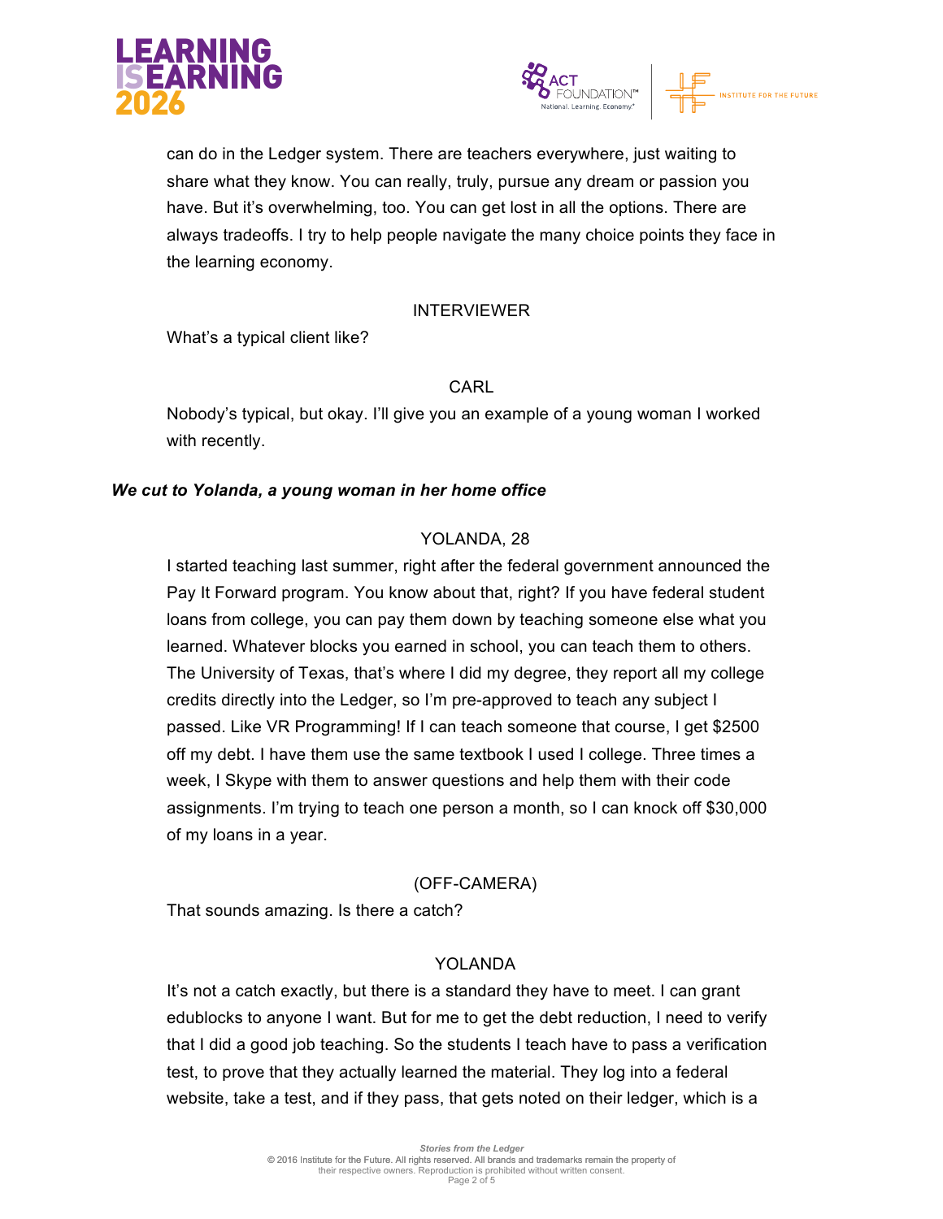can do in the Ledger system. There are teachers everywhere, just waiting to share what they know. You can really, truly, pursue any dream or passion you have. But it's overwhelming, too. You can get lost in all the options. There are always tradeoffs. I try to help people navigate the many choice points they face in the learning economy.

INTERVIEWER

What's a typical client like?

CARL

Nobody's typical, but okay. I'll give you an example of a young woman I worked with recently.

***We cut to Yolanda, a young woman in her home office***

YOLANDA, 28

I started teaching last summer, right after the federal government announced the Pay It Forward program. You know about that, right? If you have federal student loans from college, you can pay them down by teaching someone else what you learned. Whatever blocks you earned in school, you can teach them to others. The University of Texas, that's where I did my degree, they report all my college credits directly into the Ledger, so I'm pre-approved to teach any subject I passed. Like VR Programming! If I can teach someone that course, I get $2500 off my debt. I have them use the same textbook I used I college. Three times a week, I Skype with them to answer questions and help them with their code assignments. I'm trying to teach one person a month, so I can knock off $30,000 of my loans in a year.

(OFF-CAMERA)

That sounds amazing. Is there a catch?

YOLANDA

It's not a catch exactly, but there is a standard they have to meet. I can grant edublocks to anyone I want. But for me to get the debt reduction, I need to verify that I did a good job teaching. So the students I teach have to pass a verification test, to prove that they actually learned the material. They log into a federal website, take a test, and if they pass, that gets noted on their ledger, which is a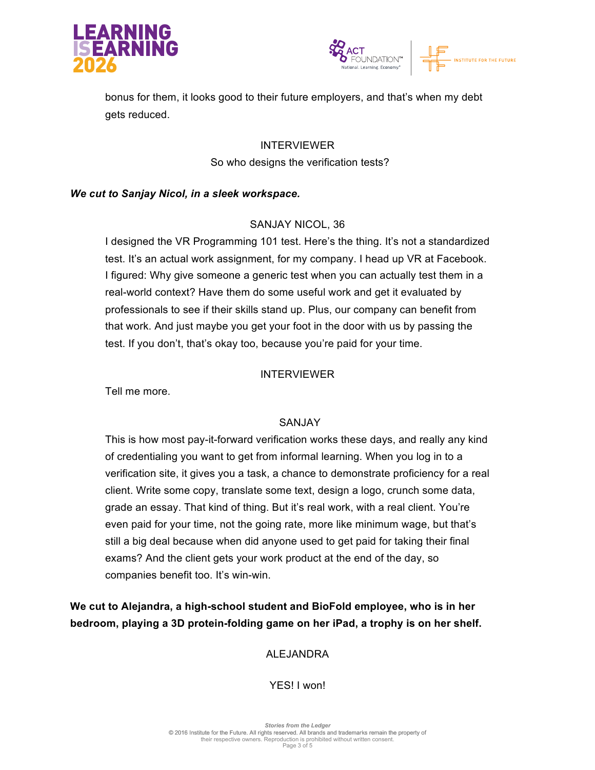bonus for them, it looks good to their future employers, and that's when my debt gets reduced.

INTERVIEWER

So who designs the verification tests?

***We cut to Sanjay Nicol, in a sleek workspace.***

SANJAY NICOL, 36

I designed the VR Programming 101 test. Here's the thing. It's not a standardized test. It's an actual work assignment, for my company. I head up VR at Facebook. I figured: Why give someone a generic test when you can actually test them in a real-world context? Have them do some useful work and get it evaluated by professionals to see if their skills stand up. Plus, our company can benefit from that work. And just maybe you get your foot in the door with us by passing the test. If you don't, that's okay too, because you're paid for your time.

INTERVIEWER

Tell me more.

SANJAY

This is how most pay-it-forward verification works these days, and really any kind of credentialing you want to get from informal learning. When you log in to a verification site, it gives you a task, a chance to demonstrate proficiency for a real client. Write some copy, translate some text, design a logo, crunch some data, grade an essay. That kind of thing. But it's real work, with a real client. You're even paid for your time, not the going rate, more like minimum wage, but that's still a big deal because when did anyone used to get paid for taking their final exams? And the client gets your work product at the end of the day, so companies benefit too. It's win-win.

**We cut to Alejandra, a high-school student and BioFold employee, who is in her bedroom, playing a 3D protein-folding game on her iPad, a trophy is on her shelf.**

ALEJANDRA

YES! I won!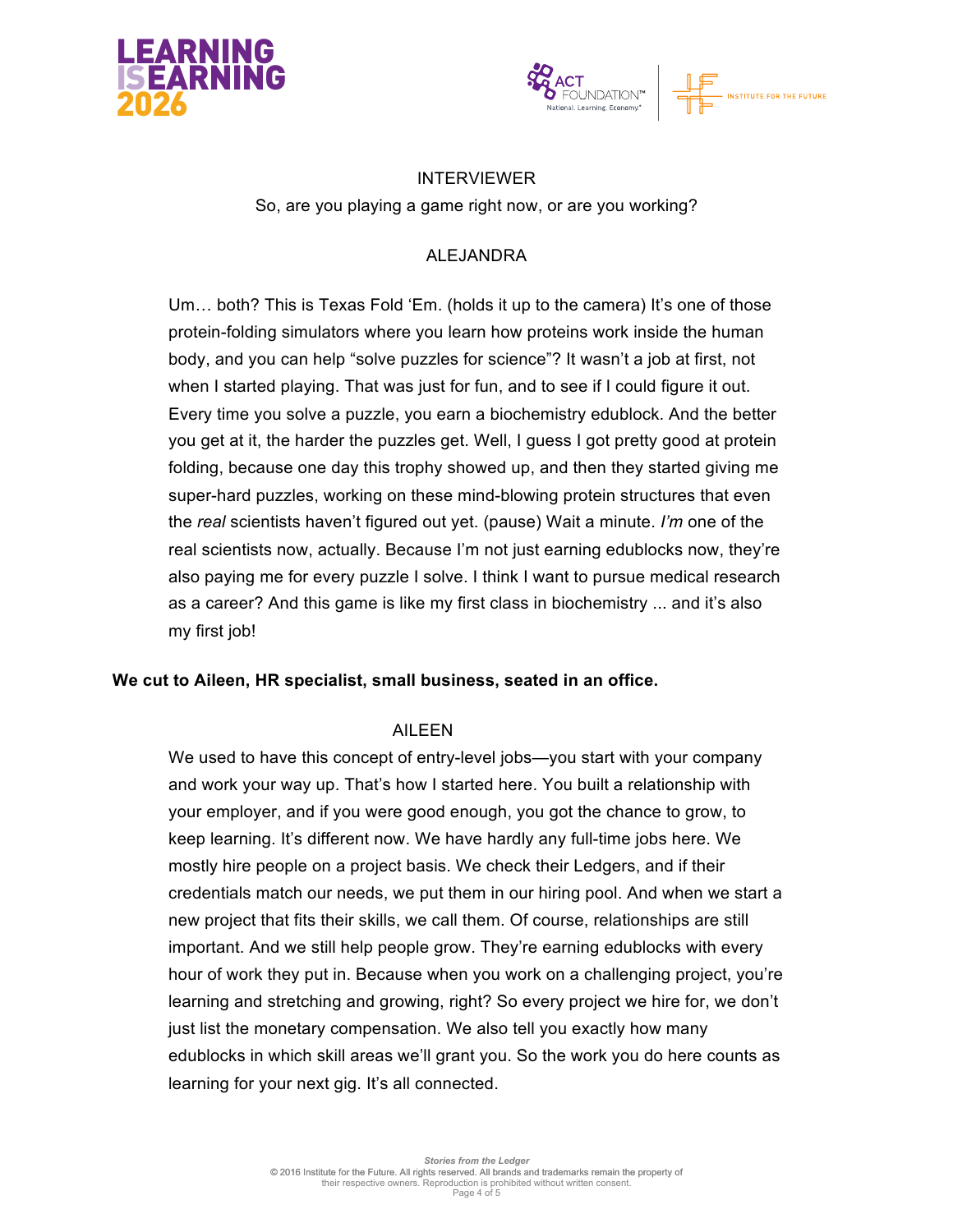INTERVIEWER

So, are you playing a game right now, or are you working?

ALEJANDRA

Um… both? This is Texas Fold 'Em. (holds it up to the camera) It's one of those protein-folding simulators where you learn how proteins work inside the human body, and you can help "solve puzzles for science"? It wasn't a job at first, not when I started playing. That was just for fun, and to see if I could figure it out. Every time you solve a puzzle, you earn a biochemistry edublock. And the better you get at it, the harder the puzzles get. Well, I guess I got pretty good at protein folding, because one day this trophy showed up, and then they started giving me super-hard puzzles, working on these mind-blowing protein structures that even the *real* scientists haven't figured out yet. (pause) Wait a minute. *I'm* one of the real scientists now, actually. Because I'm not just earning edublocks now, they're also paying me for every puzzle I solve. I think I want to pursue medical research as a career? And this game is like my first class in biochemistry ... and it's also my first job!

**We cut to Aileen, HR specialist, small business, seated in an office.**

AILEEN

We used to have this concept of entry-level jobs—you start with your company and work your way up. That's how I started here. You built a relationship with your employer, and if you were good enough, you got the chance to grow, to keep learning. It's different now. We have hardly any full-time jobs here. We mostly hire people on a project basis. We check their Ledgers, and if their credentials match our needs, we put them in our hiring pool. And when we start a new project that fits their skills, we call them. Of course, relationships are still important. And we still help people grow. They're earning edublocks with every hour of work they put in. Because when you work on a challenging project, you're learning and stretching and growing, right? So every project we hire for, we don't just list the monetary compensation. We also tell you exactly how many edublocks in which skill areas we'll grant you. So the work you do here counts as learning for your next gig. It's all connected.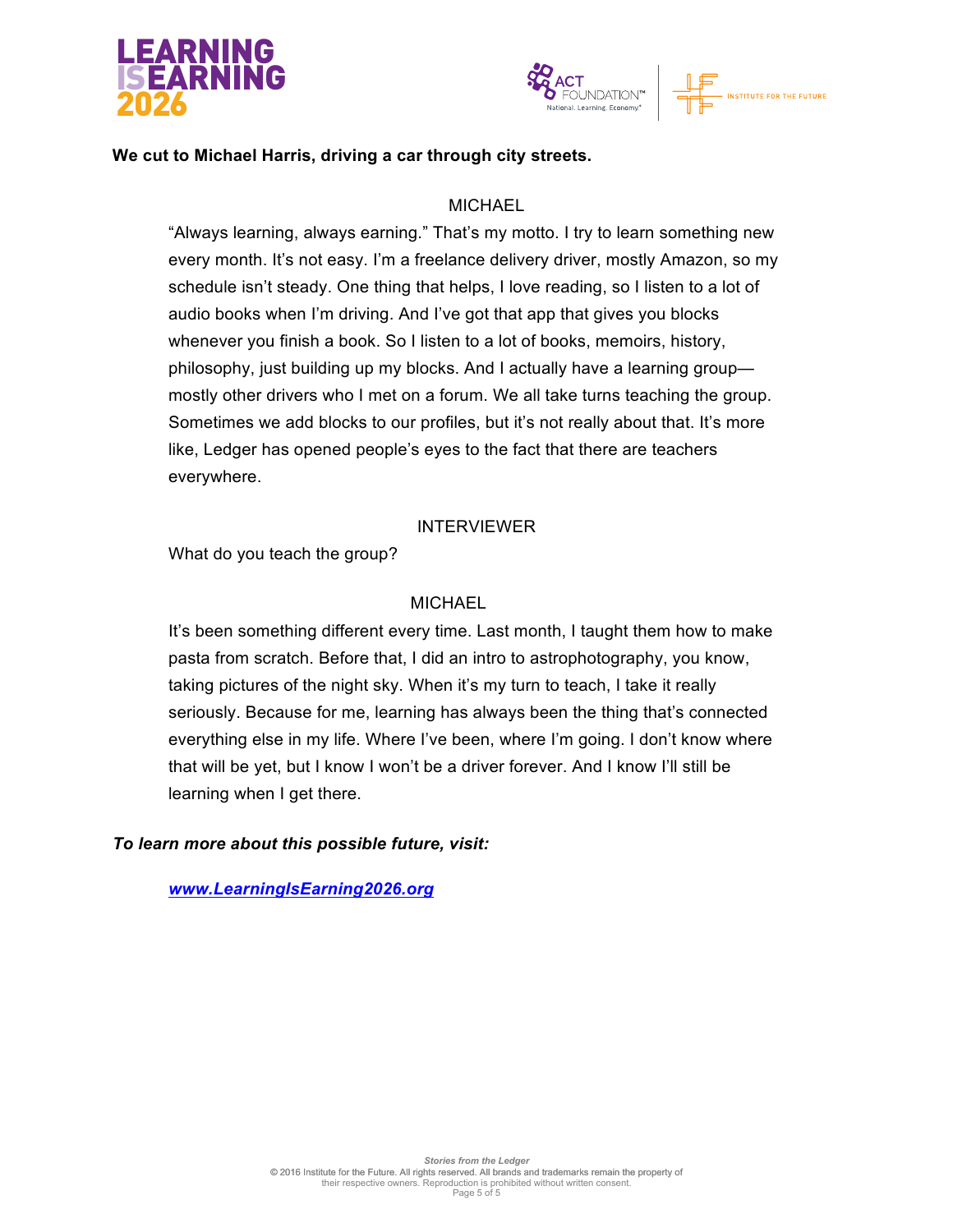**We cut to Michael Harris, driving a car through city streets.**

MICHAEL

"Always learning, always earning." That's my motto. I try to learn something new every month. It's not easy. I'm a freelance delivery driver, mostly Amazon, so my schedule isn't steady. One thing that helps, I love reading, so I listen to a lot of audio books when I'm driving. And I've got that app that gives you blocks whenever you finish a book. So I listen to a lot of books, memoirs, history, philosophy, just building up my blocks. And I actually have a learning group—mostly other drivers who I met on a forum. We all take turns teaching the group. Sometimes we add blocks to our profiles, but it's not really about that. It's more like, Ledger has opened people's eyes to the fact that there are teachers everywhere.

INTERVIEWER

What do you teach the group?

MICHAEL

It's been something different every time. Last month, I taught them how to make pasta from scratch. Before that, I did an intro to astrophotography, you know, taking pictures of the night sky. When it's my turn to teach, I take it really seriously. Because for me, learning has always been the thing that's connected everything else in my life. Where I've been, where I'm going. I don't know where that will be yet, but I know I won't be a driver forever. And I know I'll still be learning when I get there.

***To learn more about this possible future, visit:***

***[www.LearningIsEarning2026.org](http://www.LearningIsEarning2026.org)***

*Stories from the Ledger*
© 2016 Institute for the Future. All rights reserved. All brands and trademarks remain the property of their respective owners. Reproduction is prohibited without written consent.